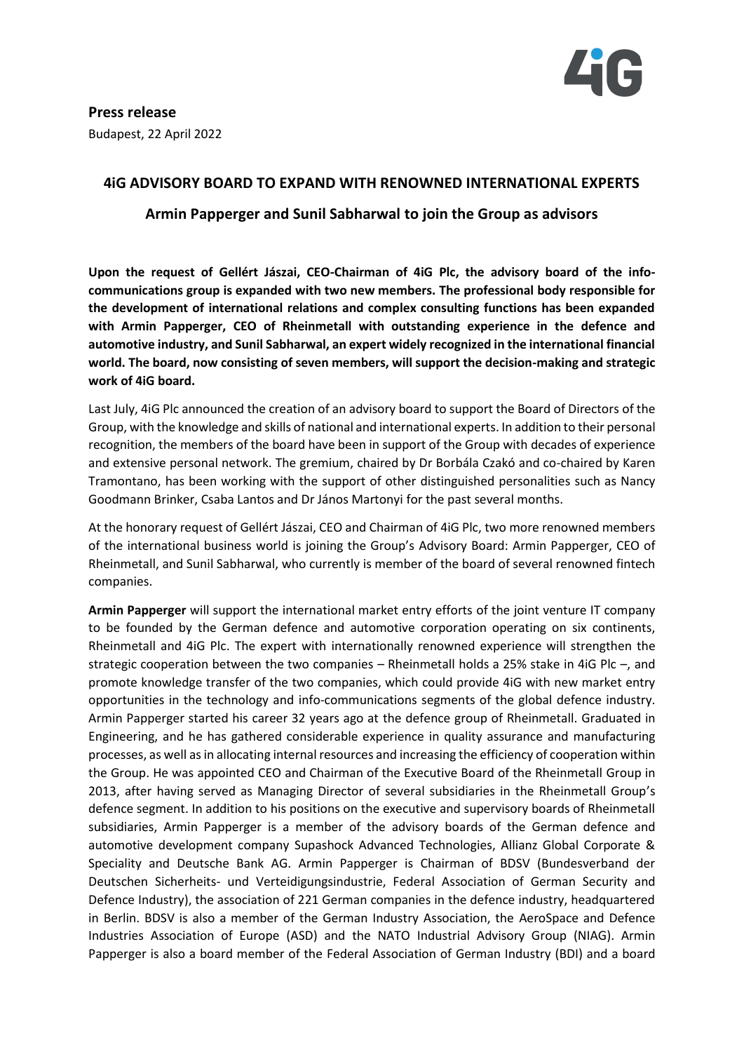**Press release**

Budapest, 22 April 2022

## 4iG ADVISORY BOARD TO EXPAND WITH RENOWNED INTERNATIONAL EXPERTS

### Armin Papperger and Sunil Sabharwal to join the Group as advisors

**Upon the request of Gellért Jászai, CEO-Chairman of 4iG Plc, the advisory board of the info-communications group is expanded with two new members. The professional body responsible for the development of international relations and complex consulting functions has been expanded with Armin Papperger, CEO of Rheinmetall with outstanding experience in the defence and automotive industry, and Sunil Sabharwal, an expert widely recognized in the international financial world. The board, now consisting of seven members, will support the decision-making and strategic work of 4iG board.**

Last July, 4iG Plc announced the creation of an advisory board to support the Board of Directors of the Group, with the knowledge and skills of national and international experts. In addition to their personal recognition, the members of the board have been in support of the Group with decades of experience and extensive personal network. The gremium, chaired by Dr Borbála Czakó and co-chaired by Karen Tramontano, has been working with the support of other distinguished personalities such as Nancy Goodmann Brinker, Csaba Lantos and Dr János Martonyi for the past several months.

At the honorary request of Gellért Jászai, CEO and Chairman of 4iG Plc, two more renowned members of the international business world is joining the Group's Advisory Board: Armin Papperger, CEO of Rheinmetall, and Sunil Sabharwal, who currently is member of the board of several renowned fintech companies.

**Armin Papperger** will support the international market entry efforts of the joint venture IT company to be founded by the German defence and automotive corporation operating on six continents, Rheinmetall and 4iG Plc. The expert with internationally renowned experience will strengthen the strategic cooperation between the two companies – Rheinmetall holds a 25% stake in 4iG Plc –, and promote knowledge transfer of the two companies, which could provide 4iG with new market entry opportunities in the technology and info-communications segments of the global defence industry. Armin Papperger started his career 32 years ago at the defence group of Rheinmetall. Graduated in Engineering, and he has gathered considerable experience in quality assurance and manufacturing processes, as well as in allocating internal resources and increasing the efficiency of cooperation within the Group. He was appointed CEO and Chairman of the Executive Board of the Rheinmetall Group in 2013, after having served as Managing Director of several subsidiaries in the Rheinmetall Group's defence segment. In addition to his positions on the executive and supervisory boards of Rheinmetall subsidiaries, Armin Papperger is a member of the advisory boards of the German defence and automotive development company Supashock Advanced Technologies, Allianz Global Corporate & Speciality and Deutsche Bank AG. Armin Papperger is Chairman of BDSV (Bundesverband der Deutschen Sicherheits- und Verteidigungsindustrie, Federal Association of German Security and Defence Industry), the association of 221 German companies in the defence industry, headquartered in Berlin. BDSV is also a member of the German Industry Association, the AeroSpace and Defence Industries Association of Europe (ASD) and the NATO Industrial Advisory Group (NIAG). Armin Papperger is also a board member of the Federal Association of German Industry (BDI) and a board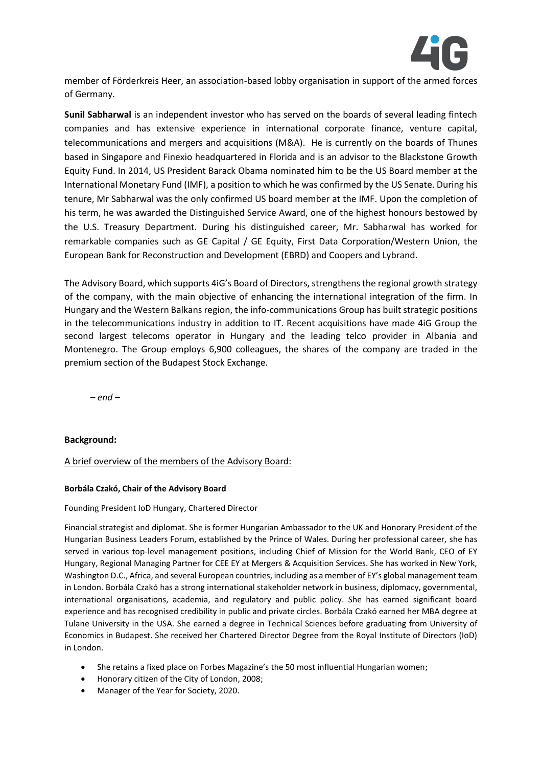member of Förderkreis Heer, an association-based lobby organisation in support of the armed forces of Germany.

**Sunil Sabharwal** is an independent investor who has served on the boards of several leading fintech companies and has extensive experience in international corporate finance, venture capital, telecommunications and mergers and acquisitions (M&A). He is currently on the boards of Thunes based in Singapore and Finexio headquartered in Florida and is an advisor to the Blackstone Growth Equity Fund. In 2014, US President Barack Obama nominated him to be the US Board member at the International Monetary Fund (IMF), a position to which he was confirmed by the US Senate. During his tenure, Mr Sabharwal was the only confirmed US board member at the IMF. Upon the completion of his term, he was awarded the Distinguished Service Award, one of the highest honours bestowed by the U.S. Treasury Department. During his distinguished career, Mr. Sabharwal has worked for remarkable companies such as GE Capital / GE Equity, First Data Corporation/Western Union, the European Bank for Reconstruction and Development (EBRD) and Coopers and Lybrand.

The Advisory Board, which supports 4iG's Board of Directors, strengthens the regional growth strategy of the company, with the main objective of enhancing the international integration of the firm. In Hungary and the Western Balkans region, the info-communications Group has built strategic positions in the telecommunications industry in addition to IT. Recent acquisitions have made 4iG Group the second largest telecoms operator in Hungary and the leading telco provider in Albania and Montenegro. The Group employs 6,900 colleagues, the shares of the company are traded in the premium section of the Budapest Stock Exchange.

*– end –*

**Background:**

A brief overview of the members of the Advisory Board:

**Borbála Czakó, Chair of the Advisory Board**

Founding President IoD Hungary, Chartered Director

Financial strategist and diplomat. She is former Hungarian Ambassador to the UK and Honorary President of the Hungarian Business Leaders Forum, established by the Prince of Wales. During her professional career, she has served in various top-level management positions, including Chief of Mission for the World Bank, CEO of EY Hungary, Regional Managing Partner for CEE EY at Mergers & Acquisition Services. She has worked in New York, Washington D.C., Africa, and several European countries, including as a member of EY's global management team in London. Borbála Czakó has a strong international stakeholder network in business, diplomacy, governmental, international organisations, academia, and regulatory and public policy. She has earned significant board experience and has recognised credibility in public and private circles. Borbála Czakó earned her MBA degree at Tulane University in the USA. She earned a degree in Technical Sciences before graduating from University of Economics in Budapest. She received her Chartered Director Degree from the Royal Institute of Directors (IoD) in London.

- She retains a fixed place on Forbes Magazine's the 50 most influential Hungarian women;
- Honorary citizen of the City of London, 2008;
- Manager of the Year for Society, 2020.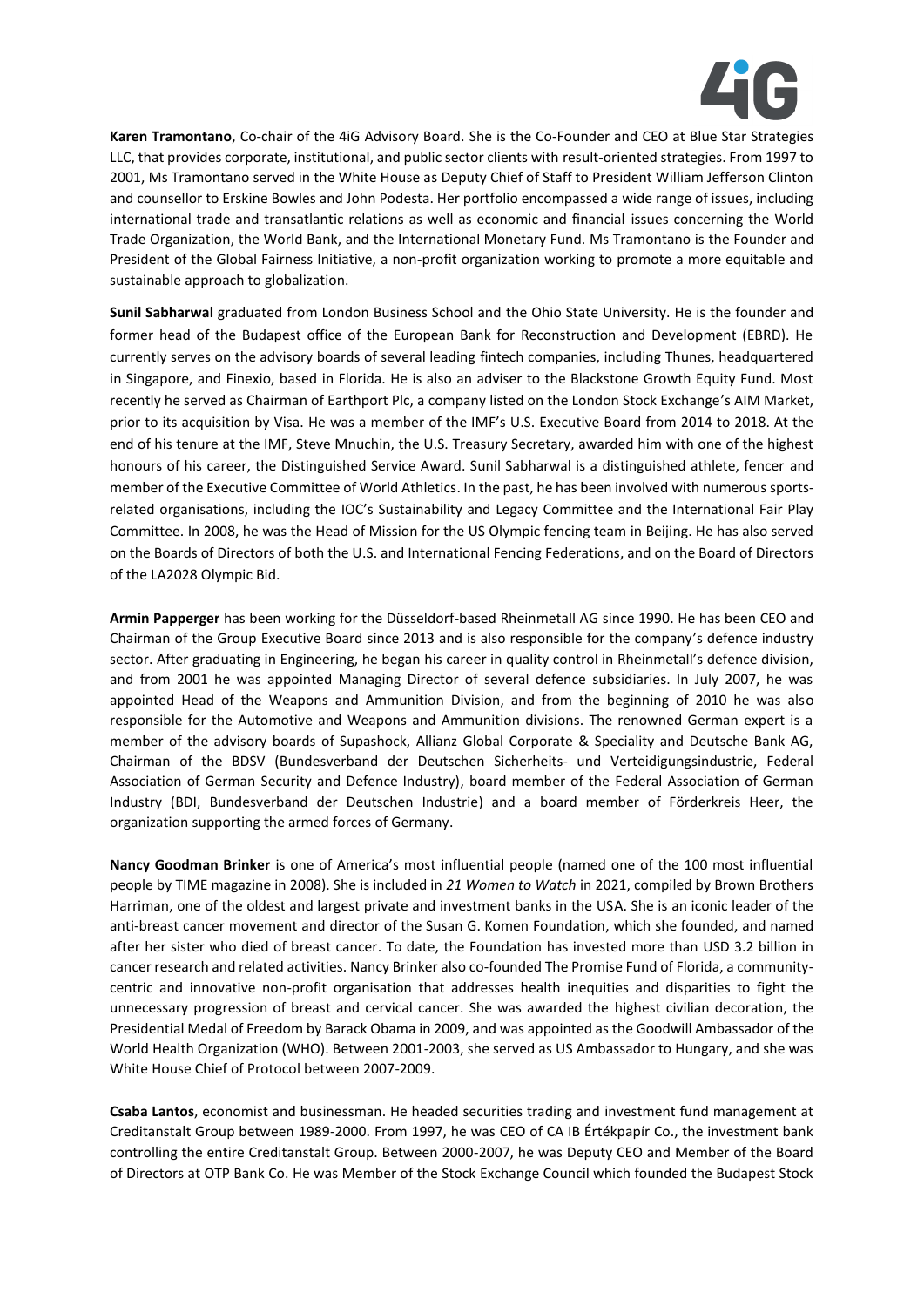**Karen Tramontano**, Co-chair of the 4iG Advisory Board. She is the Co-Founder and CEO at Blue Star Strategies LLC, that provides corporate, institutional, and public sector clients with result-oriented strategies. From 1997 to 2001, Ms Tramontano served in the White House as Deputy Chief of Staff to President William Jefferson Clinton and counsellor to Erskine Bowles and John Podesta. Her portfolio encompassed a wide range of issues, including international trade and transatlantic relations as well as economic and financial issues concerning the World Trade Organization, the World Bank, and the International Monetary Fund. Ms Tramontano is the Founder and President of the Global Fairness Initiative, a non-profit organization working to promote a more equitable and sustainable approach to globalization.

**Sunil Sabharwal** graduated from London Business School and the Ohio State University. He is the founder and former head of the Budapest office of the European Bank for Reconstruction and Development (EBRD). He currently serves on the advisory boards of several leading fintech companies, including Thunes, headquartered in Singapore, and Finexio, based in Florida. He is also an adviser to the Blackstone Growth Equity Fund. Most recently he served as Chairman of Earthport Plc, a company listed on the London Stock Exchange's AIM Market, prior to its acquisition by Visa. He was a member of the IMF's U.S. Executive Board from 2014 to 2018. At the end of his tenure at the IMF, Steve Mnuchin, the U.S. Treasury Secretary, awarded him with one of the highest honours of his career, the Distinguished Service Award. Sunil Sabharwal is a distinguished athlete, fencer and member of the Executive Committee of World Athletics. In the past, he has been involved with numerous sports-related organisations, including the IOC's Sustainability and Legacy Committee and the International Fair Play Committee. In 2008, he was the Head of Mission for the US Olympic fencing team in Beijing. He has also served on the Boards of Directors of both the U.S. and International Fencing Federations, and on the Board of Directors of the LA2028 Olympic Bid.

**Armin Papperger** has been working for the Düsseldorf-based Rheinmetall AG since 1990. He has been CEO and Chairman of the Group Executive Board since 2013 and is also responsible for the company's defence industry sector. After graduating in Engineering, he began his career in quality control in Rheinmetall's defence division, and from 2001 he was appointed Managing Director of several defence subsidiaries. In July 2007, he was appointed Head of the Weapons and Ammunition Division, and from the beginning of 2010 he was also responsible for the Automotive and Weapons and Ammunition divisions. The renowned German expert is a member of the advisory boards of Supashock, Allianz Global Corporate & Speciality and Deutsche Bank AG, Chairman of the BDSV (Bundesverband der Deutschen Sicherheits- und Verteidigungsindustrie, Federal Association of German Security and Defence Industry), board member of the Federal Association of German Industry (BDI, Bundesverband der Deutschen Industrie) and a board member of Förderkreis Heer, the organization supporting the armed forces of Germany.

**Nancy Goodman Brinker** is one of America's most influential people (named one of the 100 most influential people by TIME magazine in 2008). She is included in *21 Women to Watch* in 2021, compiled by Brown Brothers Harriman, one of the oldest and largest private and investment banks in the USA. She is an iconic leader of the anti-breast cancer movement and director of the Susan G. Komen Foundation, which she founded, and named after her sister who died of breast cancer. To date, the Foundation has invested more than USD 3.2 billion in cancer research and related activities. Nancy Brinker also co-founded The Promise Fund of Florida, a community-centric and innovative non-profit organisation that addresses health inequities and disparities to fight the unnecessary progression of breast and cervical cancer. She was awarded the highest civilian decoration, the Presidential Medal of Freedom by Barack Obama in 2009, and was appointed as the Goodwill Ambassador of the World Health Organization (WHO). Between 2001-2003, she served as US Ambassador to Hungary, and she was White House Chief of Protocol between 2007-2009.

**Csaba Lantos**, economist and businessman. He headed securities trading and investment fund management at Creditanstalt Group between 1989-2000. From 1997, he was CEO of CA IB Értékpapír Co., the investment bank controlling the entire Creditanstalt Group. Between 2000-2007, he was Deputy CEO and Member of the Board of Directors at OTP Bank Co. He was Member of the Stock Exchange Council which founded the Budapest Stock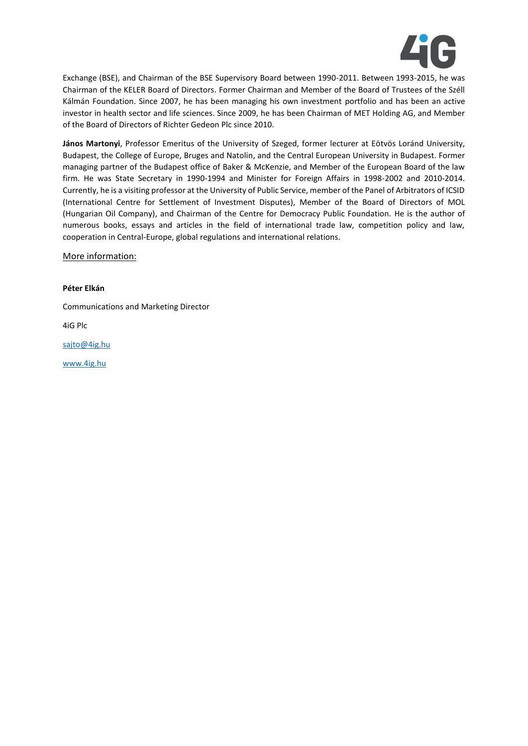Exchange (BSE), and Chairman of the BSE Supervisory Board between 1990-2011. Between 1993-2015, he was Chairman of the KELER Board of Directors. Former Chairman and Member of the Board of Trustees of the Széll Kálmán Foundation. Since 2007, he has been managing his own investment portfolio and has been an active investor in health sector and life sciences. Since 2009, he has been Chairman of MET Holding AG, and Member of the Board of Directors of Richter Gedeon Plc since 2010.

**János Martonyi**, Professor Emeritus of the University of Szeged, former lecturer at Eötvös Loránd University, Budapest, the College of Europe, Bruges and Natolin, and the Central European University in Budapest. Former managing partner of the Budapest office of Baker & McKenzie, and Member of the European Board of the law firm. He was State Secretary in 1990-1994 and Minister for Foreign Affairs in 1998-2002 and 2010-2014. Currently, he is a visiting professor at the University of Public Service, member of the Panel of Arbitrators of ICSID (International Centre for Settlement of Investment Disputes), Member of the Board of Directors of MOL (Hungarian Oil Company), and Chairman of the Centre for Democracy Public Foundation. He is the author of numerous books, essays and articles in the field of international trade law, competition policy and law, cooperation in Central-Europe, global regulations and international relations.

More information:

**Péter Elkán**

Communications and Marketing Director

4iG Plc

sajto@4ig.hu

www.4ig.hu